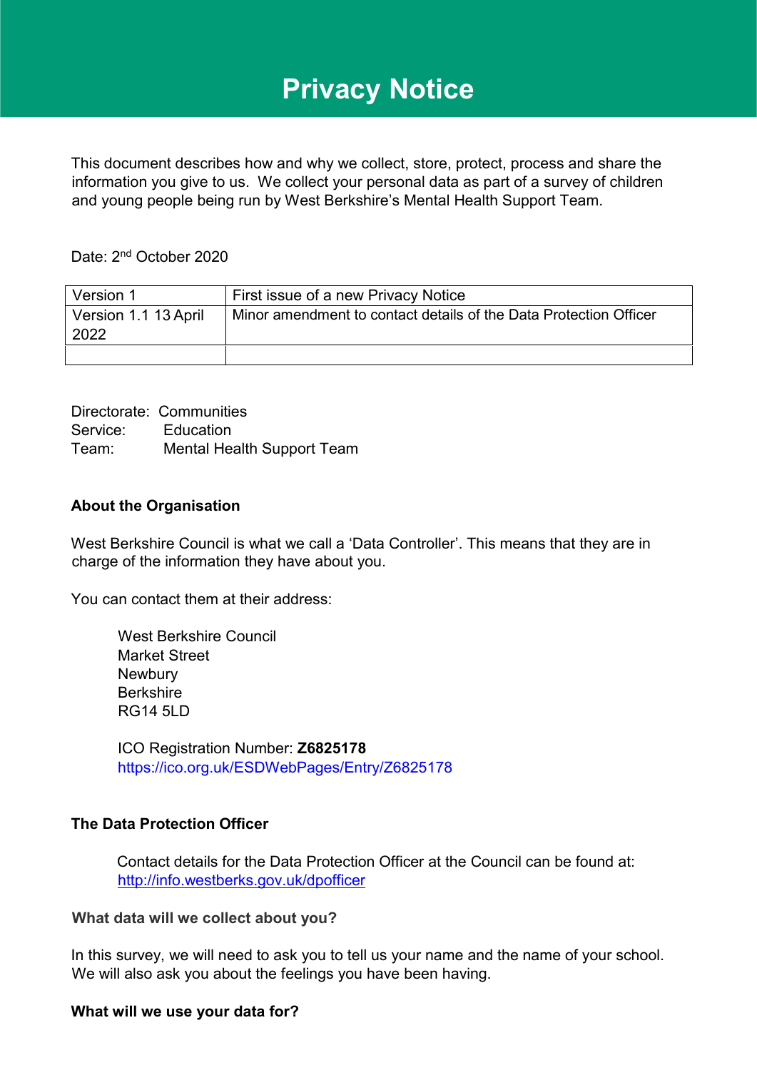# Privacy Notice

This document describes how and why we collect, store, protect, process and share the information you give to us. We collect your personal data as part of a survey of children and young people being run by West Berkshire's Mental Health Support Team.

Date: 2nd October 2020

| Version 1 | First issue of a new Privacy Notice |
|---|---|
| Version 1.1 13 April 2022 | Minor amendment to contact details of the Data Protection Officer |
| | |

Directorate: Communities
Service: Education
Team: Mental Health Support Team

**About the Organisation**

West Berkshire Council is what we call a 'Data Controller'. This means that they are in charge of the information they have about you.

You can contact them at their address:

West Berkshire Council
Market Street
Newbury
Berkshire
RG14 5LD

ICO Registration Number: **Z6825178**
https://ico.org.uk/ESDWebPages/Entry/Z6825178

**The Data Protection Officer**

Contact details for the Data Protection Officer at the Council can be found at: http://info.westberks.gov.uk/dpofficer

**What data will we collect about you?**

In this survey, we will need to ask you to tell us your name and the name of your school. We will also ask you about the feelings you have been having.

**What will we use your data for?**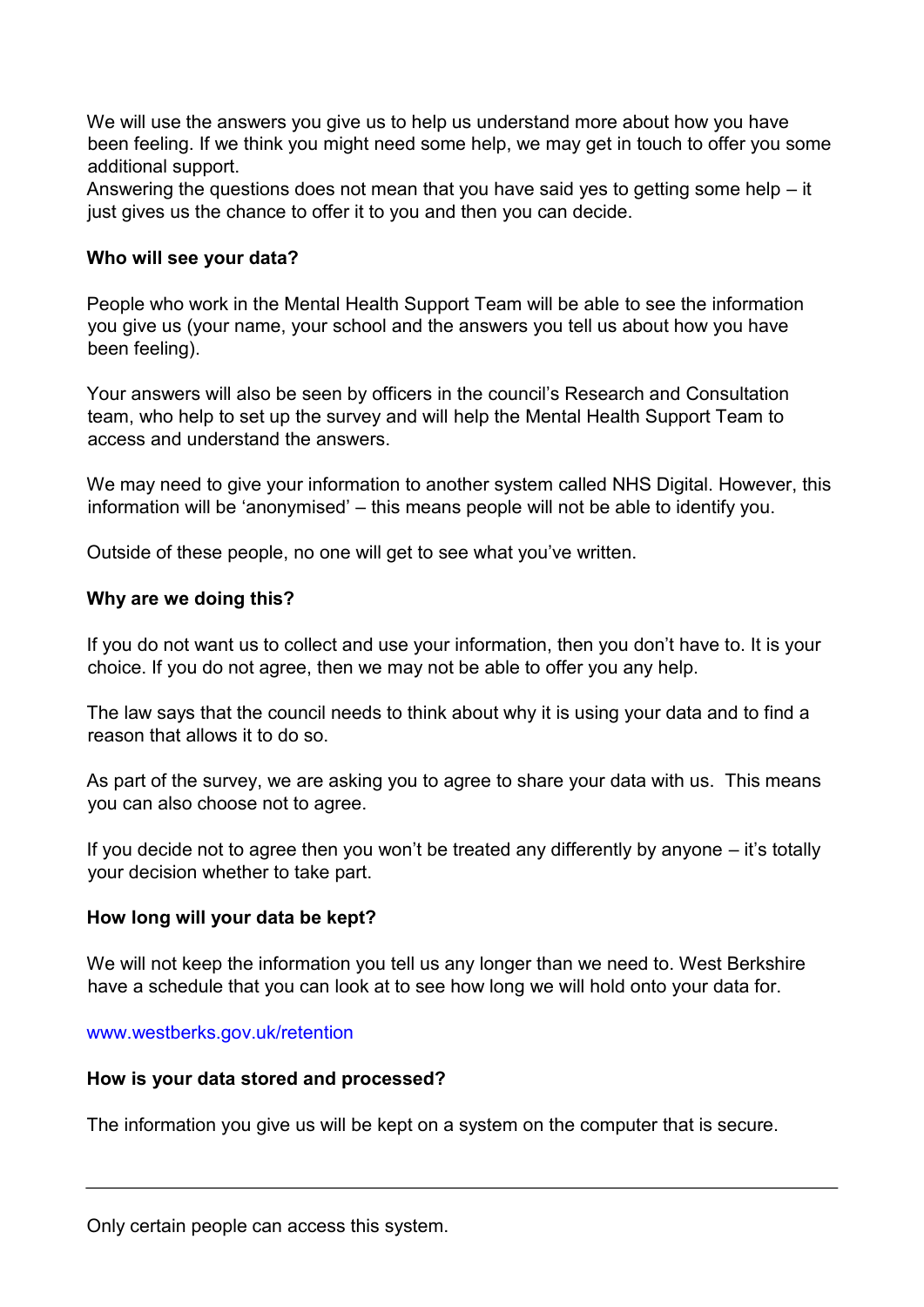We will use the answers you give us to help us understand more about how you have been feeling. If we think you might need some help, we may get in touch to offer you some additional support.
Answering the questions does not mean that you have said yes to getting some help – it just gives us the chance to offer it to you and then you can decide.

**Who will see your data?**

People who work in the Mental Health Support Team will be able to see the information you give us (your name, your school and the answers you tell us about how you have been feeling).

Your answers will also be seen by officers in the council's Research and Consultation team, who help to set up the survey and will help the Mental Health Support Team to access and understand the answers.

We may need to give your information to another system called NHS Digital. However, this information will be 'anonymised' – this means people will not be able to identify you.

Outside of these people, no one will get to see what you've written.

**Why are we doing this?**

If you do not want us to collect and use your information, then you don't have to. It is your choice. If you do not agree, then we may not be able to offer you any help.

The law says that the council needs to think about why it is using your data and to find a reason that allows it to do so.

As part of the survey, we are asking you to agree to share your data with us. This means you can also choose not to agree.

If you decide not to agree then you won't be treated any differently by anyone – it's totally your decision whether to take part.

**How long will your data be kept?**

We will not keep the information you tell us any longer than we need to. West Berkshire have a schedule that you can look at to see how long we will hold onto your data for.

www.westberks.gov.uk/retention

**How is your data stored and processed?**

The information you give us will be kept on a system on the computer that is secure.

---

Only certain people can access this system.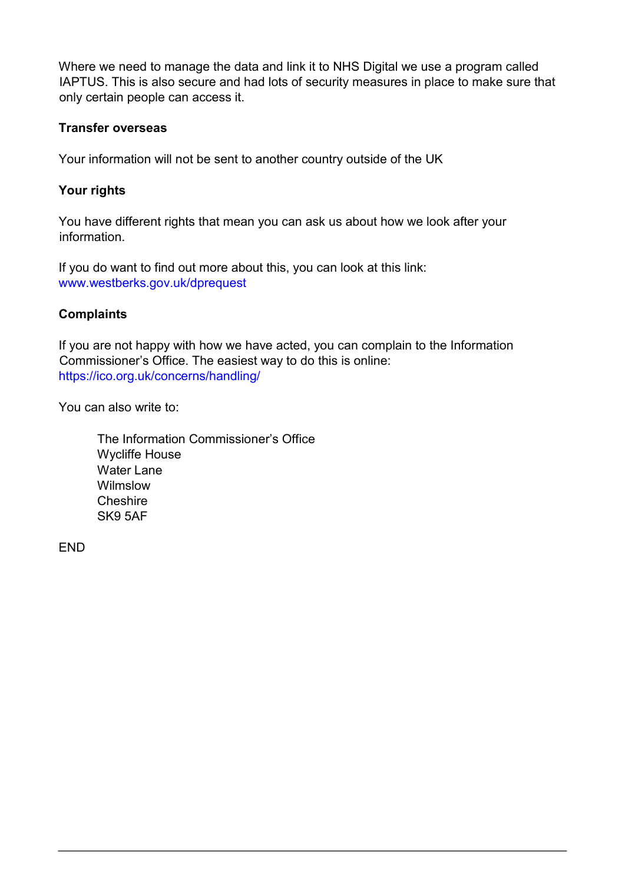Where we need to manage the data and link it to NHS Digital we use a program called IAPTUS. This is also secure and had lots of security measures in place to make sure that only certain people can access it.

**Transfer overseas**

Your information will not be sent to another country outside of the UK

**Your rights**

You have different rights that mean you can ask us about how we look after your information.

If you do want to find out more about this, you can look at this link: www.westberks.gov.uk/dprequest

**Complaints**

If you are not happy with how we have acted, you can complain to the Information Commissioner's Office. The easiest way to do this is online: https://ico.org.uk/concerns/handling/

You can also write to:

The Information Commissioner's Office
Wycliffe House
Water Lane
Wilmslow
Cheshire
SK9 5AF

END